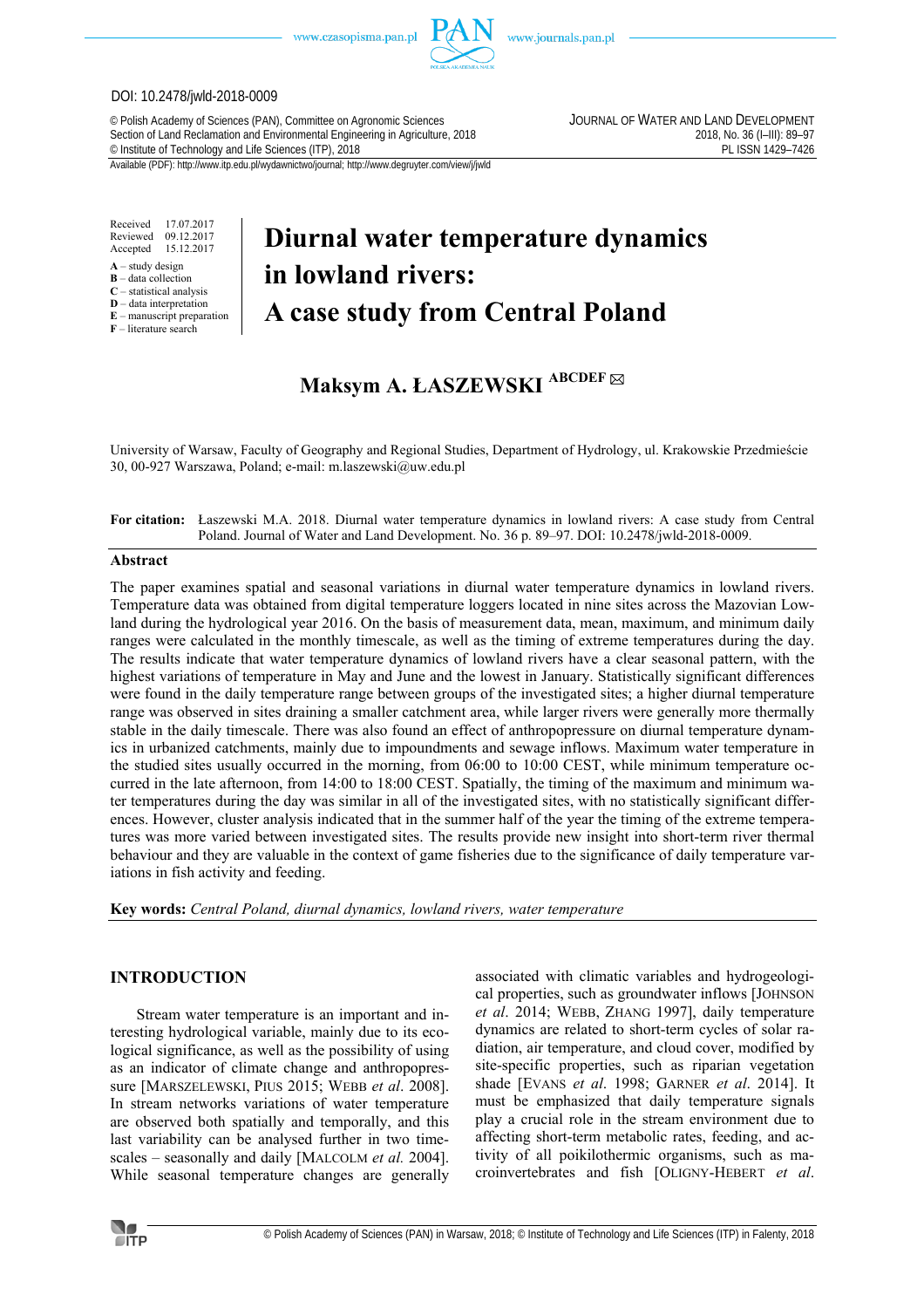DOI: 10.2478/jwld-2018-0009

© Polish Academy of Sciences (PAN), Committee on Agronomic Sciences
Section of Land Reclamation and Environmental Engineering in Agriculture, 2018
© Institute of Technology and Life Sciences (ITP), 2018

JOURNAL OF WATER AND LAND DEVELOPMENT
2018, No. 36 (I–III): 89–97
PL ISSN 1429–7426

Available (PDF): http://www.itp.edu.pl/wydawnictwo/journal; http://www.degruyter.com/view/j/jwld

Received 17.07.2017
Reviewed 09.12.2017
Accepted 15.12.2017

**A** – study design
**B** – data collection
**C** – statistical analysis
**D** – data interpretation
**E** – manuscript preparation
**F** – literature search

# Diurnal water temperature dynamics in lowland rivers: A case study from Central Poland

**Maksym A. ŁASZEWSKI** ABCDEF ✉

University of Warsaw, Faculty of Geography and Regional Studies, Department of Hydrology, ul. Krakowskie Przedmieście 30, 00-927 Warszawa, Poland; e-mail: m.laszewski@uw.edu.pl

**For citation:** Łaszewski M.A. 2018. Diurnal water temperature dynamics in lowland rivers: A case study from Central Poland. Journal of Water and Land Development. No. 36 p. 89–97. DOI: 10.2478/jwld-2018-0009.

## Abstract

The paper examines spatial and seasonal variations in diurnal water temperature dynamics in lowland rivers. Temperature data was obtained from digital temperature loggers located in nine sites across the Mazovian Lowland during the hydrological year 2016. On the basis of measurement data, mean, maximum, and minimum daily ranges were calculated in the monthly timescale, as well as the timing of extreme temperatures during the day. The results indicate that water temperature dynamics of lowland rivers have a clear seasonal pattern, with the highest variations of temperature in May and June and the lowest in January. Statistically significant differences were found in the daily temperature range between groups of the investigated sites; a higher diurnal temperature range was observed in sites draining a smaller catchment area, while larger rivers were generally more thermally stable in the daily timescale. There was also found an effect of anthropopressure on diurnal temperature dynamics in urbanized catchments, mainly due to impoundments and sewage inflows. Maximum water temperature in the studied sites usually occurred in the morning, from 06:00 to 10:00 CEST, while minimum temperature occurred in the late afternoon, from 14:00 to 18:00 CEST. Spatially, the timing of the maximum and minimum water temperatures during the day was similar in all of the investigated sites, with no statistically significant differences. However, cluster analysis indicated that in the summer half of the year the timing of the extreme temperatures was more varied between investigated sites. The results provide new insight into short-term river thermal behaviour and they are valuable in the context of game fisheries due to the significance of daily temperature variations in fish activity and feeding.

**Key words:** *Central Poland, diurnal dynamics, lowland rivers, water temperature*

## INTRODUCTION

Stream water temperature is an important and interesting hydrological variable, mainly due to its ecological significance, as well as the possibility of using as an indicator of climate change and anthropopressure [MARSZELEWSKI, PIUS 2015; WEBB *et al*. 2008]. In stream networks variations of water temperature are observed both spatially and temporally, and this last variability can be analysed further in two timescales – seasonally and daily [MALCOLM *et al.* 2004]. While seasonal temperature changes are generally associated with climatic variables and hydrogeological properties, such as groundwater inflows [JOHNSON *et al*. 2014; WEBB, ZHANG 1997], daily temperature dynamics are related to short-term cycles of solar radiation, air temperature, and cloud cover, modified by site-specific properties, such as riparian vegetation shade [EVANS *et al*. 1998; GARNER *et al*. 2014]. It must be emphasized that daily temperature signals play a crucial role in the stream environment due to affecting short-term metabolic rates, feeding, and activity of all poikilothermic organisms, such as macroinvertebrates and fish [OLIGNY-HEBERT *et al*.

© Polish Academy of Sciences (PAN) in Warsaw, 2018; © Institute of Technology and Life Sciences (ITP) in Falenty, 2018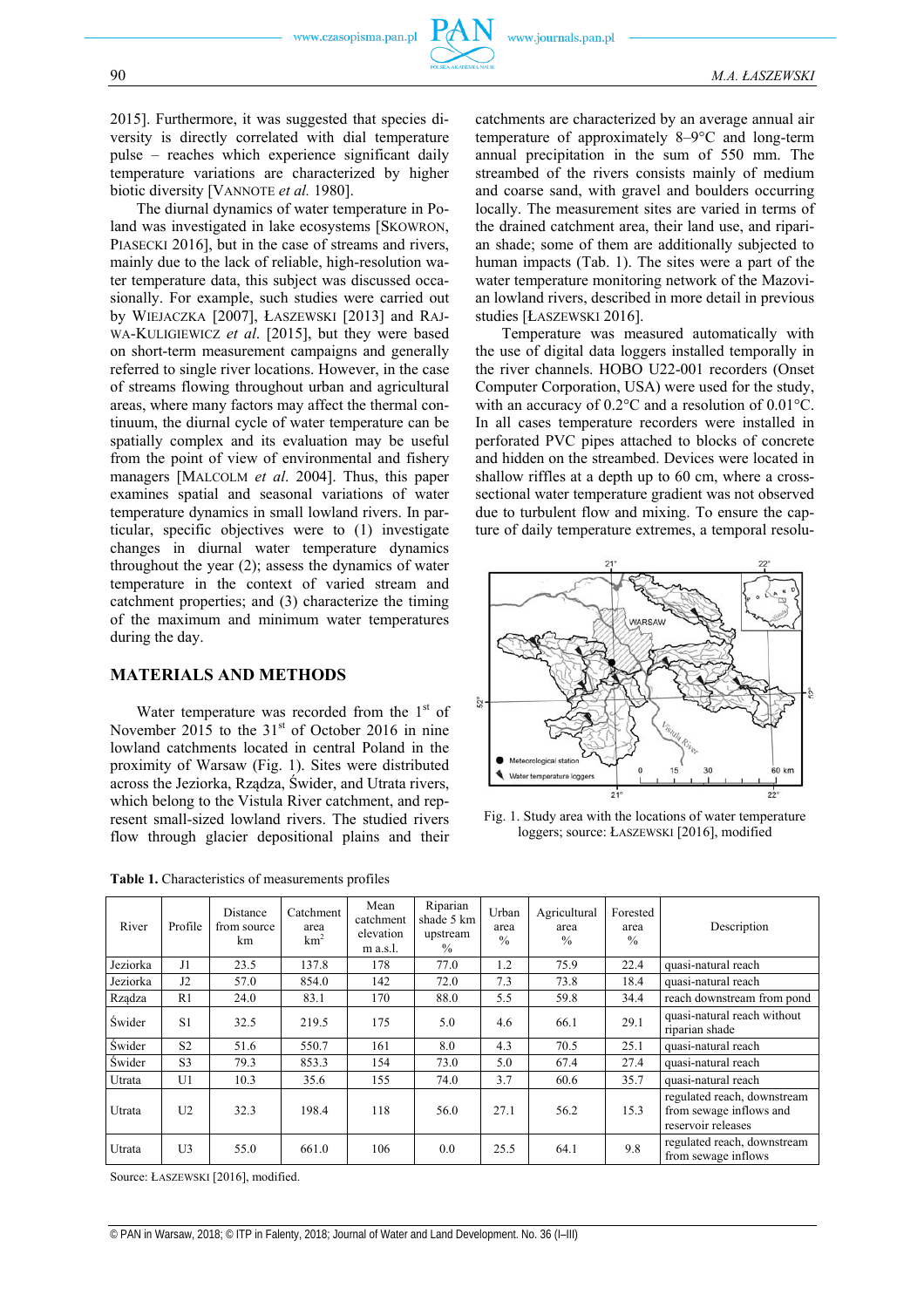2015]. Furthermore, it was suggested that species diversity is directly correlated with dial temperature pulse – reaches which experience significant daily temperature variations are characterized by higher biotic diversity [VANNOTE *et al.* 1980].

The diurnal dynamics of water temperature in Poland was investigated in lake ecosystems [SKOWRON, PIASECKI 2016], but in the case of streams and rivers, mainly due to the lack of reliable, high-resolution water temperature data, this subject was discussed occasionally. For example, such studies were carried out by WIEJACZKA [2007], ŁASZEWSKI [2013] and RAJWA-KULIGIEWICZ *et al.* [2015], but they were based on short-term measurement campaigns and generally referred to single river locations. However, in the case of streams flowing throughout urban and agricultural areas, where many factors may affect the thermal continuum, the diurnal cycle of water temperature can be spatially complex and its evaluation may be useful from the point of view of environmental and fishery managers [MALCOLM *et al.* 2004]. Thus, this paper examines spatial and seasonal variations of water temperature dynamics in small lowland rivers. In particular, specific objectives were to (1) investigate changes in diurnal water temperature dynamics throughout the year (2); assess the dynamics of water temperature in the context of varied stream and catchment properties; and (3) characterize the timing of the maximum and minimum water temperatures during the day.

## MATERIALS AND METHODS

Water temperature was recorded from the 1st of November 2015 to the 31st of October 2016 in nine lowland catchments located in central Poland in the proximity of Warsaw (Fig. 1). Sites were distributed across the Jeziorka, Rządza, Świder, and Utrata rivers, which belong to the Vistula River catchment, and represent small-sized lowland rivers. The studied rivers flow through glacier depositional plains and their catchments are characterized by an average annual air temperature of approximately 8–9°C and long-term annual precipitation in the sum of 550 mm. The streambed of the rivers consists mainly of medium and coarse sand, with gravel and boulders occurring locally. The measurement sites are varied in terms of the drained catchment area, their land use, and riparian shade; some of them are additionally subjected to human impacts (Tab. 1). The sites were a part of the water temperature monitoring network of the Mazovian lowland rivers, described in more detail in previous studies [ŁASZEWSKI 2016].

Temperature was measured automatically with the use of digital data loggers installed temporally in the river channels. HOBO U22-001 recorders (Onset Computer Corporation, USA) were used for the study, with an accuracy of 0.2°C and a resolution of 0.01°C. In all cases temperature recorders were installed in perforated PVC pipes attached to blocks of concrete and hidden on the streambed. Devices were located in shallow riffles at a depth up to 60 cm, where a cross-sectional water temperature gradient was not observed due to turbulent flow and mixing. To ensure the capture of daily temperature extremes, a temporal resolu-

Fig. 1. Study area with the locations of water temperature loggers; source: ŁASZEWSKI [2016], modified

**Table 1.** Characteristics of measurements profiles

| River | Profile | Distance from source km | Catchment area km² | Mean catchment elevation m a.s.l. | Riparian shade 5 km upstream % | Urban area % | Agricultural area % | Forested area % | Description |
|---|---|---|---|---|---|---|---|---|---|
| Jeziorka | J1 | 23.5 | 137.8 | 178 | 77.0 | 1.2 | 75.9 | 22.4 | quasi-natural reach |
| Jeziorka | J2 | 57.0 | 854.0 | 142 | 72.0 | 7.3 | 73.8 | 18.4 | quasi-natural reach |
| Rządza | R1 | 24.0 | 83.1 | 170 | 88.0 | 5.5 | 59.8 | 34.4 | reach downstream from pond |
| Świder | S1 | 32.5 | 219.5 | 175 | 5.0 | 4.6 | 66.1 | 29.1 | quasi-natural reach without riparian shade |
| Świder | S2 | 51.6 | 550.7 | 161 | 8.0 | 4.3 | 70.5 | 25.1 | quasi-natural reach |
| Świder | S3 | 79.3 | 853.3 | 154 | 73.0 | 5.0 | 67.4 | 27.4 | quasi-natural reach |
| Utrata | U1 | 10.3 | 35.6 | 155 | 74.0 | 3.7 | 60.6 | 35.7 | quasi-natural reach |
| Utrata | U2 | 32.3 | 198.4 | 118 | 56.0 | 27.1 | 56.2 | 15.3 | regulated reach, downstream from sewage inflows and reservoir releases |
| Utrata | U3 | 55.0 | 661.0 | 106 | 0.0 | 25.5 | 64.1 | 9.8 | regulated reach, downstream from sewage inflows |

Source: ŁASZEWSKI [2016], modified.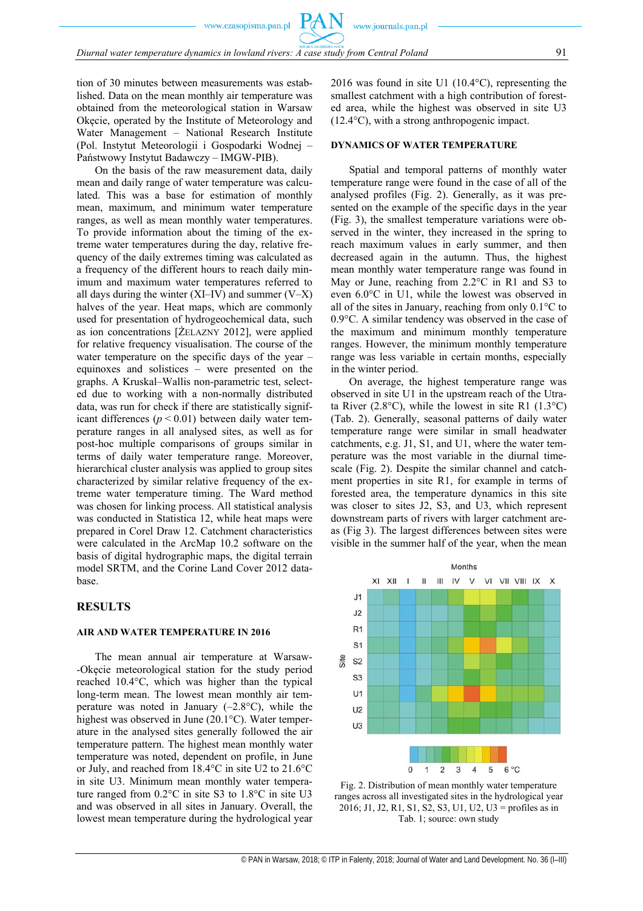tion of 30 minutes between measurements was established. Data on the mean monthly air temperature was obtained from the meteorological station in Warsaw Okęcie, operated by the Institute of Meteorology and Water Management – National Research Institute (Pol. Instytut Meteorologii i Gospodarki Wodnej – Państwowy Instytut Badawczy – IMGW-PIB).

On the basis of the raw measurement data, daily mean and daily range of water temperature was calculated. This was a base for estimation of monthly mean, maximum, and minimum water temperature ranges, as well as mean monthly water temperatures. To provide information about the timing of the extreme water temperatures during the day, relative frequency of the daily extremes timing was calculated as a frequency of the different hours to reach daily minimum and maximum water temperatures referred to all days during the winter (XI–IV) and summer (V–X) halves of the year. Heat maps, which are commonly used for presentation of hydrogeochemical data, such as ion concentrations [ŻELAZNY 2012], were applied for relative frequency visualisation. The course of the water temperature on the specific days of the year – equinoxes and solstices – were presented on the graphs. A Kruskal–Wallis non-parametric test, selected due to working with a non-normally distributed data, was run for check if there are statistically significant differences ($p < 0.01$) between daily water temperature ranges in all analysed sites, as well as for post-hoc multiple comparisons of groups similar in terms of daily water temperature range. Moreover, hierarchical cluster analysis was applied to group sites characterized by similar relative frequency of the extreme water temperature timing. The Ward method was chosen for linking process. All statistical analysis was conducted in Statistica 12, while heat maps were prepared in Corel Draw 12. Catchment characteristics were calculated in the ArcMap 10.2 software on the basis of digital hydrographic maps, the digital terrain model SRTM, and the Corine Land Cover 2012 database.

## RESULTS

### AIR AND WATER TEMPERATURE IN 2016

The mean annual air temperature at Warsaw-Okęcie meteorological station for the study period reached 10.4°C, which was higher than the typical long-term mean. The lowest mean monthly air temperature was noted in January (–2.8°C), while the highest was observed in June (20.1°C). Water temperature in the analysed sites generally followed the air temperature pattern. The highest mean monthly water temperature was noted, dependent on profile, in June or July, and reached from 18.4°C in site U2 to 21.6°C in site U3. Minimum mean monthly water temperature ranged from 0.2°C in site S3 to 1.8°C in site U3 and was observed in all sites in January. Overall, the lowest mean temperature during the hydrological year 2016 was found in site U1 (10.4°C), representing the smallest catchment with a high contribution of forested area, while the highest was observed in site U3 (12.4°C), with a strong anthropogenic impact.

### DYNAMICS OF WATER TEMPERATURE

Spatial and temporal patterns of monthly water temperature range were found in the case of all of the analysed profiles (Fig. 2). Generally, as it was presented on the example of the specific days in the year (Fig. 3), the smallest temperature variations were observed in the winter, they increased in the spring to reach maximum values in early summer, and then decreased again in the autumn. Thus, the highest mean monthly water temperature range was found in May or June, reaching from 2.2°C in R1 and S3 to even 6.0°C in U1, while the lowest was observed in all of the sites in January, reaching from only 0.1°C to 0.9°C. A similar tendency was observed in the case of the maximum and minimum monthly temperature ranges. However, the minimum monthly temperature range was less variable in certain months, especially in the winter period.

On average, the highest temperature range was observed in site U1 in the upstream reach of the Utrata River (2.8°C), while the lowest in site R1 (1.3°C) (Tab. 2). Generally, seasonal patterns of daily water temperature range were similar in small headwater catchments, e.g. J1, S1, and U1, where the water temperature was the most variable in the diurnal timescale (Fig. 2). Despite the similar channel and catchment properties in site R1, for example in terms of forested area, the temperature dynamics in this site was closer to sites J2, S3, and U3, which represent downstream parts of rivers with larger catchment areas (Fig 3). The largest differences between sites were visible in the summer half of the year, when the mean

Fig. 2. Distribution of mean monthly water temperature ranges across all investigated sites in the hydrological year 2016; J1, J2, R1, S1, S2, S3, U1, U2, U3 = profiles as in Tab. 1; source: own study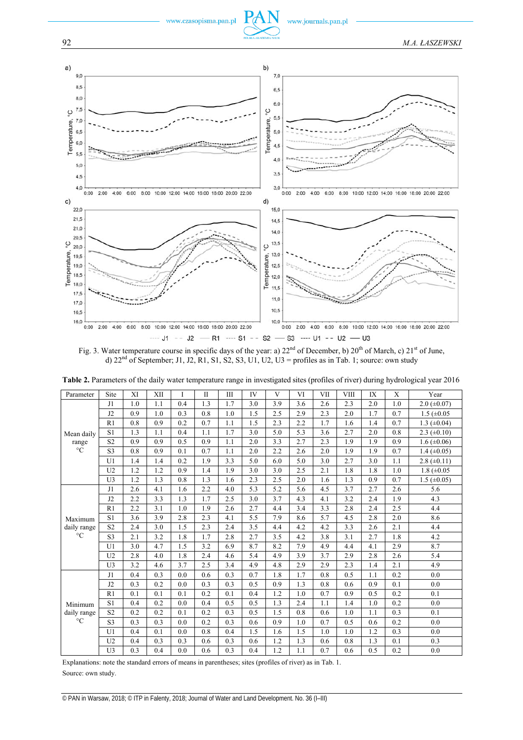Fig. 3. Water temperature course in specific days of the year: a) 22nd of December, b) 20th of March, c) 21st of June, d) 22nd of September; J1, J2, R1, S1, S2, S3, U1, U2, U3 = profiles as in Tab. 1; source: own study

**Table 2.** Parameters of the daily water temperature range in investigated sites (profiles of river) during hydrological year 2016

| Parameter | Site | XI | XII | I | II | III | IV | V | VI | VII | VIII | IX | X | Year |
|---|---|---|---|---|---|---|---|---|---|---|---|---|---|---|
| Mean daily range °C | J1 | 1.0 | 1.1 | 0.4 | 1.3 | 1.7 | 3.0 | 3.9 | 3.6 | 2.6 | 2.3 | 2.0 | 1.0 | 2.0 (±0.07) |
| | J2 | 0.9 | 1.0 | 0.3 | 0.8 | 1.0 | 1.5 | 2.5 | 2.9 | 2.3 | 2.0 | 1.7 | 0.7 | 1.5 (±0.05 |
| | R1 | 0.8 | 0.9 | 0.2 | 0.7 | 1.1 | 1.5 | 2.3 | 2.2 | 1.7 | 1.6 | 1.4 | 0.7 | 1.3 (±0.04) |
| | S1 | 1.3 | 1.1 | 0.4 | 1.1 | 1.7 | 3.0 | 5.0 | 5.3 | 3.6 | 2.7 | 2.0 | 0.8 | 2.3 (±0.10) |
| | S2 | 0.9 | 0.9 | 0.5 | 0.9 | 1.1 | 2.0 | 3.3 | 2.7 | 2.3 | 1.9 | 1.9 | 0.9 | 1.6 (±0.06) |
| | S3 | 0.8 | 0.9 | 0.1 | 0.7 | 1.1 | 2.0 | 2.2 | 2.6 | 2.0 | 1.9 | 1.9 | 0.7 | 1.4 (±0.05) |
| | U1 | 1.4 | 1.4 | 0.2 | 1.9 | 3.3 | 5.0 | 6.0 | 5.0 | 3.0 | 2.7 | 3.0 | 1.1 | 2.8 (±0.11) |
| | U2 | 1.2 | 1.2 | 0.9 | 1.4 | 1.9 | 3.0 | 3.0 | 2.5 | 2.1 | 1.8 | 1.8 | 1.0 | 1.8 (±0.05 |
| | U3 | 1.2 | 1.3 | 0.8 | 1.3 | 1.6 | 2.3 | 2.5 | 2.0 | 1.6 | 1.3 | 0.9 | 0.7 | 1.5 (±0.05) |
| Maximum daily range °C | J1 | 2.6 | 4.1 | 1.6 | 2.2 | 4.0 | 5.3 | 5.2 | 5.6 | 4.5 | 3.7 | 2.7 | 2.6 | 5.6 |
| | J2 | 2.2 | 3.3 | 1.3 | 1.7 | 2.5 | 3.0 | 3.7 | 4.3 | 4.1 | 3.2 | 2.4 | 1.9 | 4.3 |
| | R1 | 2.2 | 3.1 | 1.0 | 1.9 | 2.6 | 2.7 | 4.4 | 3.4 | 3.3 | 2.8 | 2.4 | 2.5 | 4.4 |
| | S1 | 3.6 | 3.9 | 2.8 | 2.3 | 4.1 | 5.5 | 7.9 | 8.6 | 5.7 | 4.5 | 2.8 | 2.0 | 8.6 |
| | S2 | 2.4 | 3.0 | 1.5 | 2.3 | 2.4 | 3.5 | 4.4 | 4.2 | 4.2 | 3.3 | 2.6 | 2.1 | 4.4 |
| | S3 | 2.1 | 3.2 | 1.8 | 1.7 | 2.8 | 2.7 | 3.5 | 4.2 | 3.8 | 3.1 | 2.7 | 1.8 | 4.2 |
| | U1 | 3.0 | 4.7 | 1.5 | 3.2 | 6.9 | 8.7 | 8.2 | 7.9 | 4.9 | 4.4 | 4.1 | 2.9 | 8.7 |
| | U2 | 2.8 | 4.0 | 1.8 | 2.4 | 4.6 | 5.4 | 4.9 | 3.9 | 3.7 | 2.9 | 2.8 | 2.6 | 5.4 |
| | U3 | 3.2 | 4.6 | 3.7 | 2.5 | 3.4 | 4.9 | 4.8 | 2.9 | 2.9 | 2.3 | 1.4 | 2.1 | 4.9 |
| Minimum daily range °C | J1 | 0.4 | 0.3 | 0.0 | 0.6 | 0.3 | 0.7 | 1.8 | 1.7 | 0.8 | 0.5 | 1.1 | 0.2 | 0.0 |
| | J2 | 0.3 | 0.2 | 0.0 | 0.3 | 0.3 | 0.5 | 0.9 | 1.3 | 0.8 | 0.6 | 0.9 | 0.1 | 0.0 |
| | R1 | 0.1 | 0.1 | 0.1 | 0.2 | 0.1 | 0.4 | 1.2 | 1.0 | 0.7 | 0.9 | 0.5 | 0.2 | 0.1 |
| | S1 | 0.4 | 0.2 | 0.0 | 0.4 | 0.5 | 0.5 | 1.3 | 2.4 | 1.1 | 1.4 | 1.0 | 0.2 | 0.0 |
| | S2 | 0.2 | 0.2 | 0.1 | 0.2 | 0.3 | 0.5 | 1.5 | 0.8 | 0.6 | 1.0 | 1.1 | 0.3 | 0.1 |
| | S3 | 0.3 | 0.3 | 0.0 | 0.2 | 0.3 | 0.6 | 0.9 | 1.0 | 0.7 | 0.5 | 0.6 | 0.2 | 0.0 |
| | U1 | 0.4 | 0.1 | 0.0 | 0.8 | 0.4 | 1.5 | 1.6 | 1.5 | 1.0 | 1.0 | 1.2 | 0.3 | 0.0 |
| | U2 | 0.4 | 0.3 | 0.3 | 0.6 | 0.3 | 0.6 | 1.2 | 1.3 | 0.6 | 0.8 | 1.3 | 0.1 | 0.3 |
| | U3 | 0.3 | 0.4 | 0.0 | 0.6 | 0.3 | 0.4 | 1.2 | 1.1 | 0.7 | 0.6 | 0.5 | 0.2 | 0.0 |

Explanations: note the standard errors of means in parentheses; sites (profiles of river) as in Tab. 1.

Source: own study.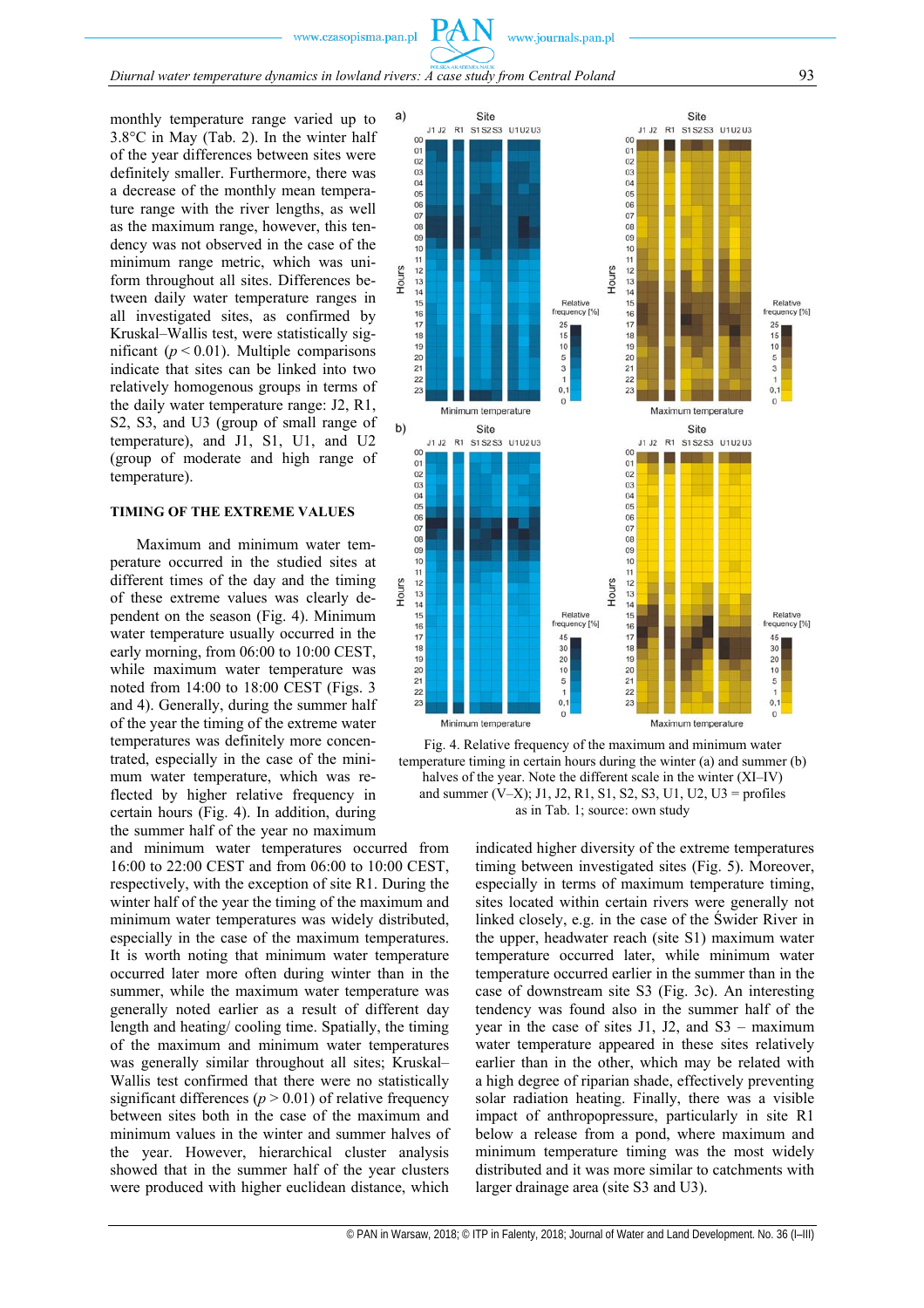monthly temperature range varied up to 3.8°C in May (Tab. 2). In the winter half of the year differences between sites were definitely smaller. Furthermore, there was a decrease of the monthly mean temperature range with the river lengths, as well as the maximum range, however, this tendency was not observed in the case of the minimum range metric, which was uniform throughout all sites. Differences between daily water temperature ranges in all investigated sites, as confirmed by Kruskal–Wallis test, were statistically significant ($p < 0.01$). Multiple comparisons indicate that sites can be linked into two relatively homogenous groups in terms of the daily water temperature range: J2, R1, S2, S3, and U3 (group of small range of temperature), and J1, S1, U1, and U2 (group of moderate and high range of temperature).

## TIMING OF THE EXTREME VALUES

Maximum and minimum water temperature occurred in the studied sites at different times of the day and the timing of these extreme values was clearly dependent on the season (Fig. 4). Minimum water temperature usually occurred in the early morning, from 06:00 to 10:00 CEST, while maximum water temperature was noted from 14:00 to 18:00 CEST (Figs. 3 and 4). Generally, during the summer half of the year the timing of the extreme water temperatures was definitely more concentrated, especially in the case of the minimum water temperature, which was reflected by higher relative frequency in certain hours (Fig. 4). In addition, during the summer half of the year no maximum and minimum water temperatures occurred from 16:00 to 22:00 CEST and from 06:00 to 10:00 CEST, respectively, with the exception of site R1. During the winter half of the year the timing of the maximum and minimum water temperatures was widely distributed, especially in the case of the maximum temperatures. It is worth noting that minimum water temperature occurred later more often during winter than in the summer, while the maximum water temperature was generally noted earlier as a result of different day length and heating/ cooling time. Spatially, the timing of the maximum and minimum water temperatures was generally similar throughout all sites; Kruskal–Wallis test confirmed that there were no statistically significant differences ($p > 0.01$) of relative frequency between sites both in the case of the maximum and minimum values in the winter and summer halves of the year. However, hierarchical cluster analysis showed that in the summer half of the year clusters were produced with higher euclidean distance, which indicated higher diversity of the extreme temperatures timing between investigated sites (Fig. 5). Moreover, especially in terms of maximum temperature timing, sites located within certain rivers were generally not linked closely, e.g. in the case of the Świder River in the upper, headwater reach (site S1) maximum water temperature occurred later, while minimum water temperature occurred earlier in the summer than in the case of downstream site S3 (Fig. 3c). An interesting tendency was found also in the summer half of the year in the case of sites J1, J2, and S3 – maximum water temperature appeared in these sites relatively earlier than in the other, which may be related with a high density of riparian shade, effectively preventing solar radiation heating. Finally, there was a visible impact of anthropopressure, particularly in site R1 below a release from a pond, where maximum and minimum temperature timing was the most widely distributed and it was more similar to catchments with larger drainage area (site S3 and U3).

Fig. 4. Relative frequency of the maximum and minimum water temperature timing in certain hours during the winter (a) and summer (b) halves of the year. Note the different scale in the winter (XI–IV) and summer (V–X); J1, J2, R1, S1, S2, S3, U1, U2, U3 = profiles as in Tab. 1; source: own study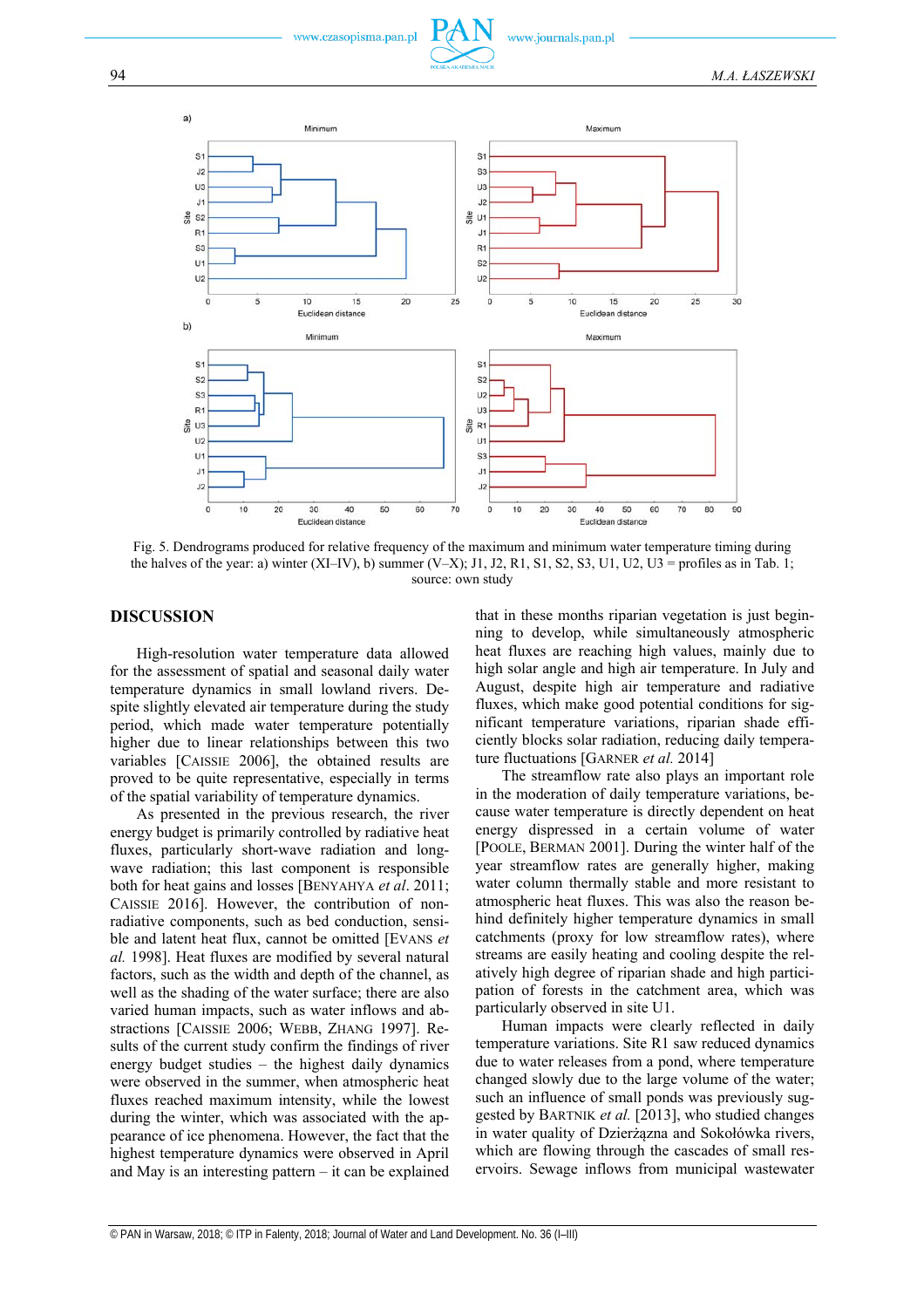Fig. 5. Dendrograms produced for relative frequency of the maximum and minimum water temperature timing during the halves of the year: a) winter (XI–IV), b) summer (V–X); J1, J2, R1, S1, S2, S3, U1, U2, U3 = profiles as in Tab. 1; source: own study

## DISCUSSION

High-resolution water temperature data allowed for the assessment of spatial and seasonal daily water temperature dynamics in small lowland rivers. Despite slightly elevated air temperature during the study period, which made water temperature potentially higher due to linear relationships between this two variables [CAISSIE 2006], the obtained results are proved to be quite representative, especially in terms of the spatial variability of temperature dynamics.

As presented in the previous research, the river energy budget is primarily controlled by radiative heat fluxes, particularly short-wave radiation and long-wave radiation; this last component is responsible both for heat gains and losses [BENYAHYA *et al*. 2011; CAISSIE 2016]. However, the contribution of non-radiative components, such as bed conduction, sensible and latent heat flux, cannot be omitted [EVANS *et al.* 1998]. Heat fluxes are modified by several natural factors, such as the width and depth of the channel, as well as the shading of the water surface; there are also varied human impacts, such as water inflows and abstractions [CAISSIE 2006; WEBB, ZHANG 1997]. Results of the current study confirm the findings of river energy budget studies – the highest daily dynamics were observed in the summer, when atmospheric heat fluxes reached maximum intensity, while the lowest during the winter, which was associated with the appearance of ice phenomena. However, the fact that the highest temperature dynamics were observed in April and May is an interesting pattern – it can be explained that in these months riparian vegetation is just beginning to develop, while simultaneously atmospheric heat fluxes are reaching high values, mainly due to high solar angle and high air temperature. In July and August, despite high air temperature and radiative fluxes, which make good potential conditions for significant temperature variations, riparian shade efficiently blocks solar radiation, reducing daily temperature fluctuations [GARNER *et al.* 2014]

The streamflow rate also plays an important role in the moderation of daily temperature variations, because water temperature is directly dependent on heat energy dispressed in a certain volume of water [POOLE, BERMAN 2001]. During the winter half of the year streamflow rates are generally higher, making water column thermally stable and more resistant to atmospheric heat fluxes. This was also the reason behind definitely higher temperature dynamics in small catchments (proxy for low streamflow rates), where streams are easily heating and cooling despite the relatively high degree of riparian shade and high participation of forests in the catchment area, which was particularly observed in site U1.

Human impacts were clearly reflected in daily temperature variations. Site R1 saw reduced dynamics due to water releases from a pond, where temperature changed slowly due to the large volume of the water; such an influence of small ponds was previously suggested by BARTNIK *et al.* [2013], who studied changes in water quality of Dzierżązna and Sokołówka rivers, which are flowing through the cascades of small reservoirs. Sewage inflows from municipal wastewater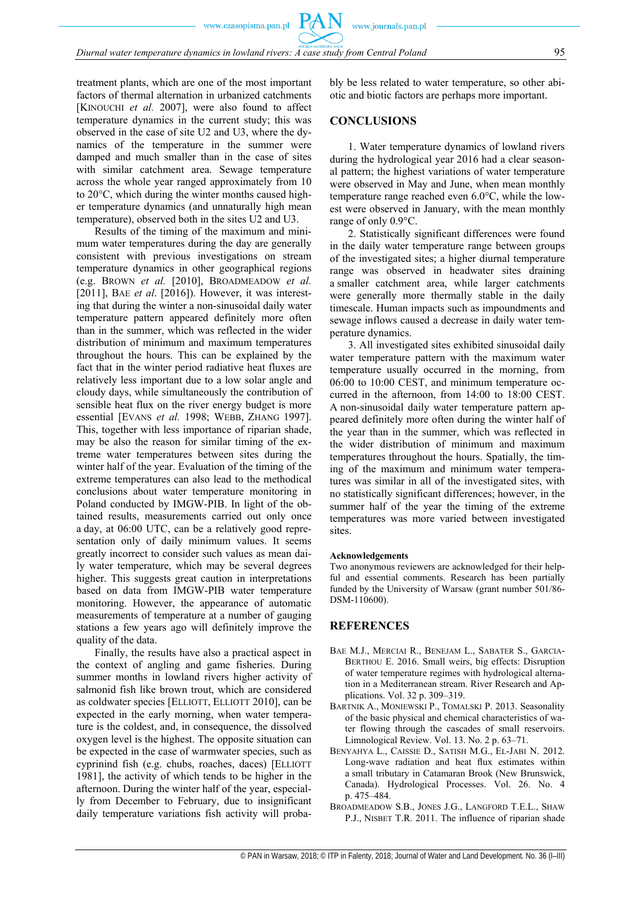treatment plants, which are one of the most important factors of thermal alternation in urbanized catchments [KINOUCHI *et al.* 2007], were also found to affect temperature dynamics in the current study; this was observed in the case of site U2 and U3, where the dynamics of the temperature in the summer were damped and much smaller than in the case of sites with similar catchment area. Sewage temperature across the whole year ranged approximately from 10 to 20°C, which during the winter months caused higher temperature dynamics (and unnaturally high mean temperature), observed both in the sites U2 and U3.

Results of the timing of the maximum and minimum water temperatures during the day are generally consistent with previous investigations on stream temperature dynamics in other geographical regions (e.g. BROWN *et al.* [2010], BROADMEADOW *et al.* [2011], BAE *et al.* [2016]). However, it was interesting that during the winter a non-sinusoidal daily water temperature pattern appeared definitely more often than in the summer, which was reflected in the wider distribution of minimum and maximum temperatures throughout the hours. This can be explained by the fact that in the winter period radiative heat fluxes are relatively less important due to a low solar angle and cloudy days, while simultaneously the contribution of sensible heat flux on the river energy budget is more essential [EVANS *et al.* 1998; WEBB, ZHANG 1997]. This, together with less importance of riparian shade, may be also the reason for similar timing of the extreme water temperatures between sites during the winter half of the year. Evaluation of the timing of the extreme temperatures can also lead to the methodical conclusions about water temperature monitoring in Poland conducted by IMGW-PIB. In light of the obtained results, measurements carried out only once a day, at 06:00 UTC, can be a relatively good representation only of daily minimum values. It seems greatly incorrect to consider such values as mean daily water temperature, which may be several degrees higher. This suggests great caution in interpretations based on data from IMGW-PIB water temperature monitoring. However, the appearance of automatic measurements of temperature at a number of gauging stations a few years ago will definitely improve the quality of the data.

Finally, the results have also a practical aspect in the context of angling and game fisheries. During summer months in lowland rivers higher activity of salmonid fish like brown trout, which are considered as coldwater species [ELLIOTT, ELLIOTT 2010], can be expected in the early morning, when water temperature is the coldest, and, in consequence, the dissolved oxygen level is the highest. The opposite situation can be expected in the case of warmwater species, such as cyprinid fish (e.g. chubs, roaches, daces) [ELLIOTT 1981], the activity of which tends to be higher in the afternoon. During the winter half of the year, especially from December to February, due to insignificant daily temperature variations fish activity will probably be less related to water temperature, so other abiotic and biotic factors are perhaps more important.

## CONCLUSIONS

1. Water temperature dynamics of lowland rivers during the hydrological year 2016 had a clear seasonal pattern; the highest variations of water temperature were observed in May and June, when mean monthly temperature range reached even 6.0°C, while the lowest were observed in January, with the mean monthly range of only 0.9°C.

2. Statistically significant differences were found in the daily water temperature range between groups of the investigated sites; a higher diurnal temperature range was observed in headwater sites draining a smaller catchment area, while larger catchments were generally more thermally stable in the daily timescale. Human impacts such as impoundments and sewage inflows caused a decrease in daily water temperature dynamics.

3. All investigated sites exhibited sinusoidal daily water temperature pattern with the maximum water temperature usually occurred in the morning, from 06:00 to 10:00 CEST, and minimum temperature occurred in the afternoon, from 14:00 to 18:00 CEST. A non-sinusoidal daily water temperature pattern appeared definitely more often during the winter half of the year than in the summer, which was reflected in the wider distribution of minimum and maximum temperatures throughout the hours. Spatially, the timing of the maximum and minimum water temperatures was similar in all of the investigated sites, with no statistically significant differences; however, in the summer half of the year the timing of the extreme temperatures was more varied between investigated sites.

### Acknowledgements

Two anonymous reviewers are acknowledged for their helpful and essential comments. Research has been partially funded by the University of Warsaw (grant number 501/86-DSM-110600).

## REFERENCES

BAE M.J., MERCIAI R., BENEJAM L., SABATER S., GARCIA-BERTHOU E. 2016. Small weirs, big effects: Disruption of water temperature regimes with hydrological alternation in a Mediterranean stream. River Research and Applications. Vol. 32 p. 309–319.

BARTNIK A., MONIEWSKI P., TOMALSKI P. 2013. Seasonality of the basic physical and chemical characteristics of water flowing through the cascades of small reservoirs. Limnological Review. Vol. 13. No. 2 p. 63–71.

BENYAHYA L., CAISSIE D., SATISH M.G., EL-JABI N. 2012. Long-wave radiation and heat flux estimates within a small tributary in Catamaran Brook (New Brunswick, Canada). Hydrological Processes. Vol. 26. No. 4 p. 475–484.

BROADMEADOW S.B., JONES J.G., LANGFORD T.E.L., SHAW P.J., NISBET T.R. 2011. The influence of riparian shade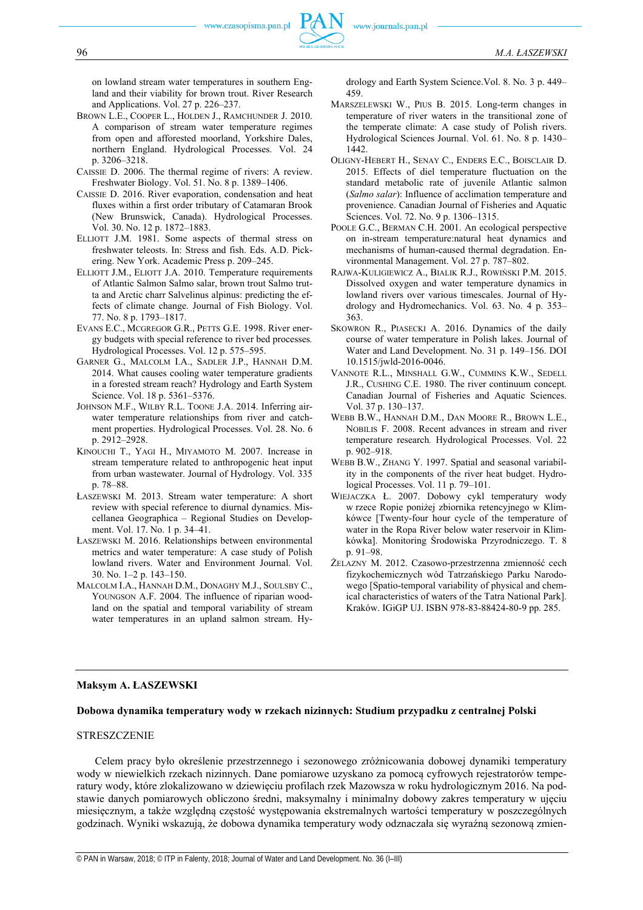on lowland stream water temperatures in southern England and their viability for brown trout. River Research and Applications. Vol. 27 p. 226–237.

BROWN L.E., COOPER L., HOLDEN J., RAMCHUNDER J. 2010. A comparison of stream water temperature regimes from open and afforested moorland, Yorkshire Dales, northern England. Hydrological Processes. Vol. 24 p. 3206–3218.

CAISSIE D. 2006. The thermal regime of rivers: A review. Freshwater Biology. Vol. 51. No. 8 p. 1389–1406.

CAISSIE D. 2016. River evaporation, condensation and heat fluxes within a first order tributary of Catamaran Brook (New Brunswick, Canada). Hydrological Processes. Vol. 30. No. 12 p. 1872–1883.

ELLIOTT J.M. 1981. Some aspects of thermal stress on freshwater teleosts. In: Stress and fish. Eds. A.D. Pickering. New York. Academic Press p. 209–245.

ELLIOTT J.M., ELIOTT J.A. 2010. Temperature requirements of Atlantic Salmon Salmo salar, brown trout Salmo trutta and Arctic charr Salvelinus alpinus: predicting the effects of climate change. Journal of Fish Biology. Vol. 77. No. 8 p. 1793–1817.

EVANS E.C., MCGREGOR G.R., PETTS G.E. 1998. River energy budgets with special reference to river bed processes. Hydrological Processes. Vol. 12 p. 575–595.

GARNER G., MALCOLM I.A., SADLER J.P., HANNAH D.M. 2014. What causes cooling water temperature gradients in a forested stream reach? Hydrology and Earth System Science. Vol. 18 p. 5361–5376.

JOHNSON M.F., WILBY R.L. TOONE J.A. 2014. Inferring air-water temperature relationships from river and catchment properties. Hydrological Processes. Vol. 28. No. 6 p. 2912–2928.

KINOUCHI T., YAGI H., MIYAMOTO M. 2007. Increase in stream temperature related to anthropogenic heat input from urban wastewater. Journal of Hydrology. Vol. 335 p. 78–88.

ŁASZEWSKI M. 2013. Stream water temperature: A short review with special reference to diurnal dynamics. Miscellanea Geographica – Regional Studies on Development. Vol. 17. No. 1 p. 34–41.

ŁASZEWSKI M. 2016. Relationships between environmental metrics and water temperature: A case study of Polish lowland rivers. Water and Environment Journal. Vol. 30. No. 1–2 p. 143–150.

MALCOLM I.A., HANNAH D.M., DONAGHY M.J., SOULSBY C., YOUNGSON A.F. 2004. The influence of riparian woodland on the spatial and temporal variability of stream water temperatures in an upland salmon stream. Hydrology and Earth System Science.Vol. 8. No. 3 p. 449–459.

MARSZELEWSKI W., PIUS B. 2015. Long-term changes in temperature of river waters in the transitional zone of the temperate climate: A case study of Polish rivers. Hydrological Sciences Journal. Vol. 61. No. 8 p. 1430–1442.

OLIGNY-HEBERT H., SENAY C., ENDERS E.C., BOISCLAIR D. 2015. Effects of diel temperature fluctuation on the standard metabolic rate of juvenile Atlantic salmon (*Salmo salar*): Influence of acclimation temperature and provenience. Canadian Journal of Fisheries and Aquatic Sciences. Vol. 72. No. 9 p. 1306–1315.

POOLE G.C., BERMAN C.H. 2001. An ecological perspective on in-stream temperature:natural heat dynamics and mechanisms of human-caused thermal degradation. Environmental Management. Vol. 27 p. 787–802.

RAJWA-KULIGIEWICZ A., BIALIK R.J., ROWIŃSKI P.M. 2015. Dissolved oxygen and water temperature dynamics in lowland rivers over various timescales. Journal of Hydrology and Hydromechanics. Vol. 63. No. 4 p. 353–363.

SKOWRON R., PIASECKI A. 2016. Dynamics of the daily course of water temperature in Polish lakes. Journal of Water and Land Development. No. 31 p. 149–156. DOI 10.1515/jwld-2016-0046.

VANNOTE R.L., MINSHALL G.W., CUMMINS K.W., SEDELL J.R., CUSHING C.E. 1980. The river continuum concept. Canadian Journal of Fisheries and Aquatic Sciences. Vol. 37 p. 130–137.

WEBB B.W., HANNAH D.M., DAN MOORE R., BROWN L.E., NOBILIS F. 2008. Recent advances in stream and river temperature research. Hydrological Processes. Vol. 22 p. 902–918.

WEBB B.W., ZHANG Y. 1997. Spatial and seasonal variability in the components of the river heat budget. Hydrological Processes. Vol. 11 p. 79–101.

WIEJACZKA Ł. 2007. Dobowy cykl temperatury wody w rzece Ropie poniżej zbiornika retencyjnego w Klimkówce [Twenty-four hour cycle of the temperature of water in the Ropa River below water reservoir in Klimkówka]. Monitoring Środowiska Przyrodniczego. T. 8 p. 91–98.

ŻELAZNY M. 2012. Czasowo-przestrzenna zmienność cech fizykochemicznych wód Tatrzańskiego Parku Narodowego [Spatio-temporal variability of physical and chemical characteristics of waters of the Tatra National Park]. Kraków. IGiGP UJ. ISBN 978-83-88424-80-9 pp. 285.

---

**Maksym A. ŁASZEWSKI**

**Dobowa dynamika temperatury wody w rzekach nizinnych: Studium przypadku z centralnej Polski**

STRESZCZENIE

Celem pracy było określenie przestrzennego i sezonowego zróżnicowania dobowej dynamiki temperatury wody w niewielkich rzekach nizinnych. Dane pomiarowe uzyskano za pomocą cyfrowych rejestratorów temperatury wody, które zlokalizowano w dziewięciu profilach rzek Mazowsza w roku hydrologicznym 2016. Na podstawie danych pomiarowych obliczono średni, maksymalny i minimalny dobowy zakres temperatury w ujęciu miesięcznym, a także względną częstość występowania ekstremalnych wartości temperatury w poszczególnych godzinach. Wyniki wskazują, że dobowa dynamika temperatury wody odznaczała się wyraźną sezonową zmien-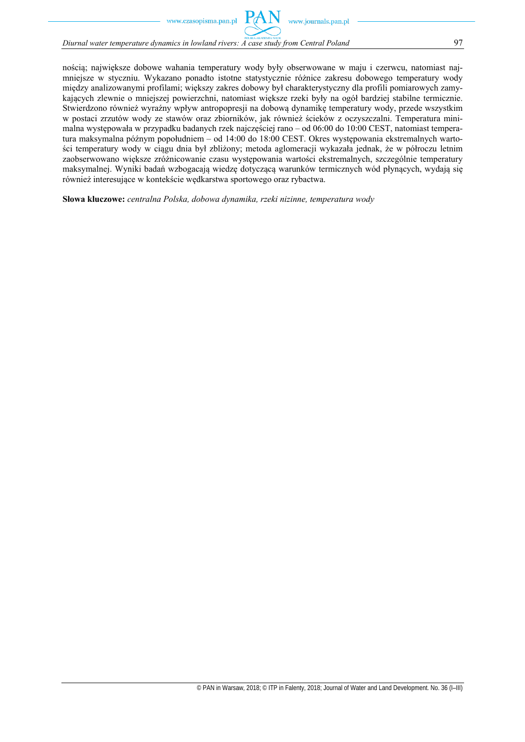nością; największe dobowe wahania temperatury wody były obserwowane w maju i czerwcu, natomiast najmniejsze w styczniu. Wykazano ponadto istotne statystycznie różnice zakresu dobowego temperatury wody między analizowanymi profilami; większy zakres dobowy był charakterystyczny dla profili pomiarowych zamykających zlewnie o mniejszej powierzchni, natomiast większe rzeki były na ogół bardziej stabilne termicznie. Stwierdzono również wyraźny wpływ antropopresji na dobową dynamikę temperatury wody, przede wszystkim w postaci zrzutów wody ze stawów oraz zbiorników, jak również ścieków z oczyszczalni. Temperatura minimalna występowała w przypadku badanych rzek najczęściej rano – od 06:00 do 10:00 CEST, natomiast temperatura maksymalna późnym popołudniem – od 14:00 do 18:00 CEST. Okres występowania ekstremalnych wartości temperatury wody w ciągu dnia był zbliżony; metoda aglomeracji wykazała jednak, że w półroczu letnim zaobserwowano większe zróżnicowanie czasu występowania wartości ekstremalnych, szczególnie temperatury maksymalnej. Wyniki badań wzbogacają wiedzę dotyczącą warunków termicznych wód płynących, wydają się również interesujące w kontekście wędkarstwa sportowego oraz rybactwa.

**Słowa kluczowe:** *centralna Polska, dobowa dynamika, rzeki nizinne, temperatura wody*